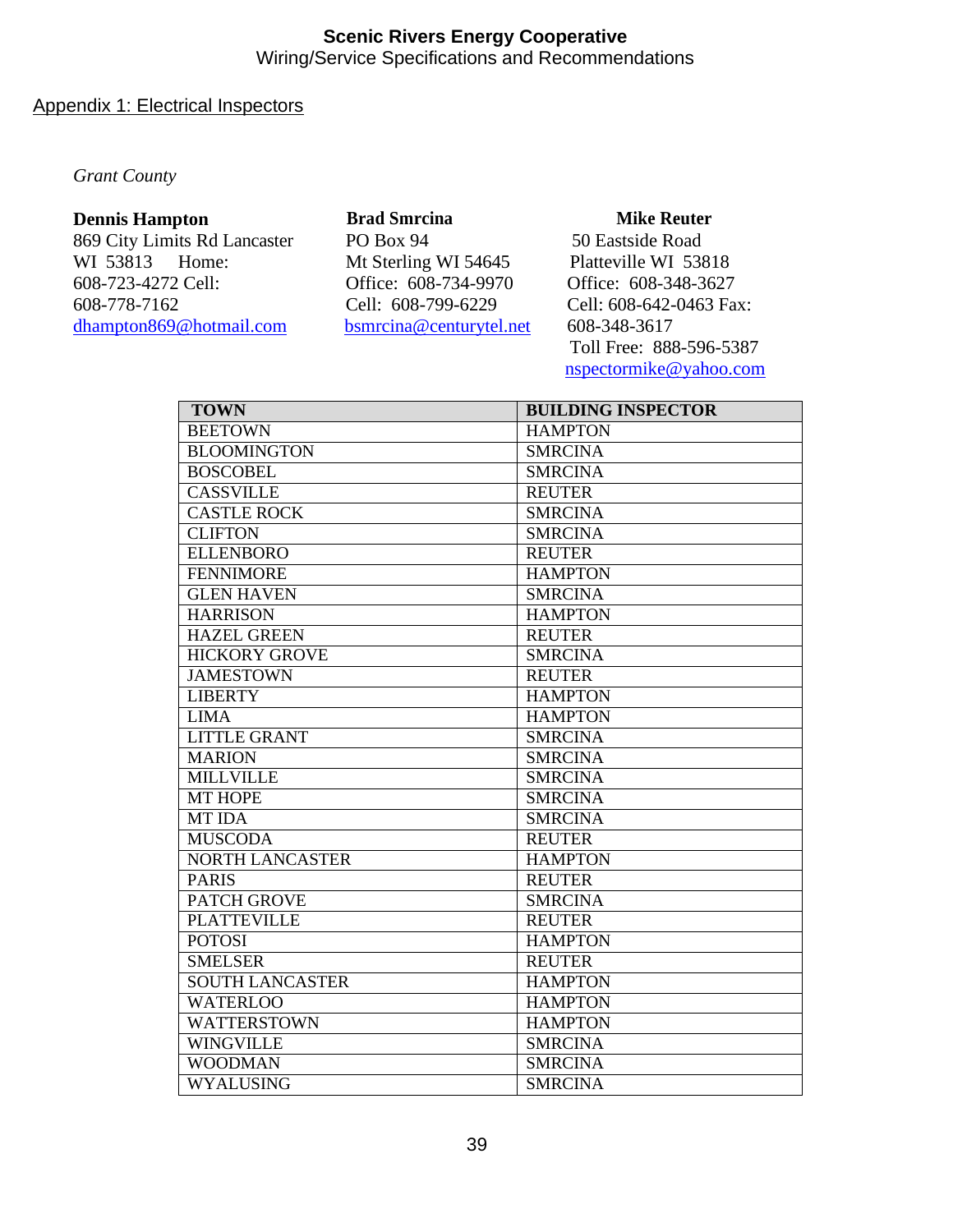# Scenic Rivers Energy Cooperative
Wiring/Service Specifications and Recommendations

## Appendix 1: Electrical Inspectors

*Grant County*

**Dennis Hampton**
869 City Limits Rd Lancaster WI 53813 Home: 608-723-4272 Cell: 608-778-7162
dhampton869@hotmail.com

**Brad Smrcina**
PO Box 94
Mt Sterling WI 54645
Office: 608-734-9970
Cell: 608-799-6229
bsmrcina@centurytel.net

**Mike Reuter**
50 Eastside Road
Platteville WI 53818
Office: 608-348-3627
Cell: 608-642-0463 Fax: 608-348-3617
Toll Free: 888-596-5387
nspectormike@yahoo.com

| TOWN | BUILDING INSPECTOR |
|---|---|
| BEETOWN | HAMPTON |
| BLOOMINGTON | SMRCINA |
| BOSCOBEL | SMRCINA |
| CASSVILLE | REUTER |
| CASTLE ROCK | SMRCINA |
| CLIFTON | SMRCINA |
| ELLENBORO | REUTER |
| FENNIMORE | HAMPTON |
| GLEN HAVEN | SMRCINA |
| HARRISON | HAMPTON |
| HAZEL GREEN | REUTER |
| HICKORY GROVE | SMRCINA |
| JAMESTOWN | REUTER |
| LIBERTY | HAMPTON |
| LIMA | HAMPTON |
| LITTLE GRANT | SMRCINA |
| MARION | SMRCINA |
| MILLVILLE | SMRCINA |
| MT HOPE | SMRCINA |
| MT IDA | SMRCINA |
| MUSCODA | REUTER |
| NORTH LANCASTER | HAMPTON |
| PARIS | REUTER |
| PATCH GROVE | SMRCINA |
| PLATTEVILLE | REUTER |
| POTOSI | HAMPTON |
| SMELSER | REUTER |
| SOUTH LANCASTER | HAMPTON |
| WATERLOO | HAMPTON |
| WATTERSTOWN | HAMPTON |
| WINGVILLE | SMRCINA |
| WOODMAN | SMRCINA |
| WYALUSING | SMRCINA |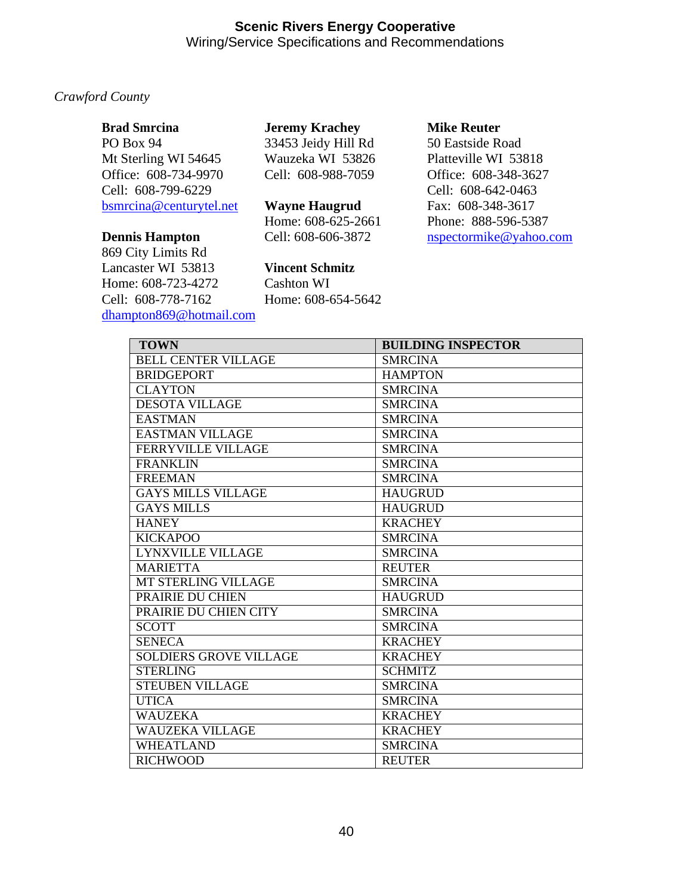*Crawford County*

**Brad Smrcina**
PO Box 94
Mt Sterling WI 54645
Office: 608-734-9970
Cell: 608-799-6229
bsmrcina@centurytel.net

**Dennis Hampton**
869 City Limits Rd
Lancaster WI 53813
Home: 608-723-4272
Cell: 608-778-7162
dhampton869@hotmail.com

**Jeremy Krachey**
33453 Jeidy Hill Rd
Wauzeka WI 53826
Cell: 608-988-7059

**Wayne Haugrud**
Home: 608-625-2661
Cell: 608-606-3872

**Vincent Schmitz**
Cashton WI
Home: 608-654-5642

**Mike Reuter**
50 Eastside Road
Platteville WI 53818
Office: 608-348-3627
Cell: 608-642-0463
Fax: 608-348-3617
Phone: 888-596-5387
nspectormike@yahoo.com

| TOWN | BUILDING INSPECTOR |
|---|---|
| BELL CENTER VILLAGE | SMRCINA |
| BRIDGEPORT | HAMPTON |
| CLAYTON | SMRCINA |
| DESOTA VILLAGE | SMRCINA |
| EASTMAN | SMRCINA |
| EASTMAN VILLAGE | SMRCINA |
| FERRYVILLE VILLAGE | SMRCINA |
| FRANKLIN | SMRCINA |
| FREEMAN | SMRCINA |
| GAYS MILLS VILLAGE | HAUGRUD |
| GAYS MILLS | HAUGRUD |
| HANEY | KRACHEY |
| KICKAPOO | SMRCINA |
| LYNXVILLE VILLAGE | SMRCINA |
| MARIETTA | REUTER |
| MT STERLING VILLAGE | SMRCINA |
| PRAIRIE DU CHIEN | HAUGRUD |
| PRAIRIE DU CHIEN CITY | SMRCINA |
| SCOTT | SMRCINA |
| SENECA | KRACHEY |
| SOLDIERS GROVE VILLAGE | KRACHEY |
| STERLING | SCHMITZ |
| STEUBEN VILLAGE | SMRCINA |
| UTICA | SMRCINA |
| WAUZEKA | KRACHEY |
| WAUZEKA VILLAGE | KRACHEY |
| WHEATLAND | SMRCINA |
| RICHWOOD | REUTER |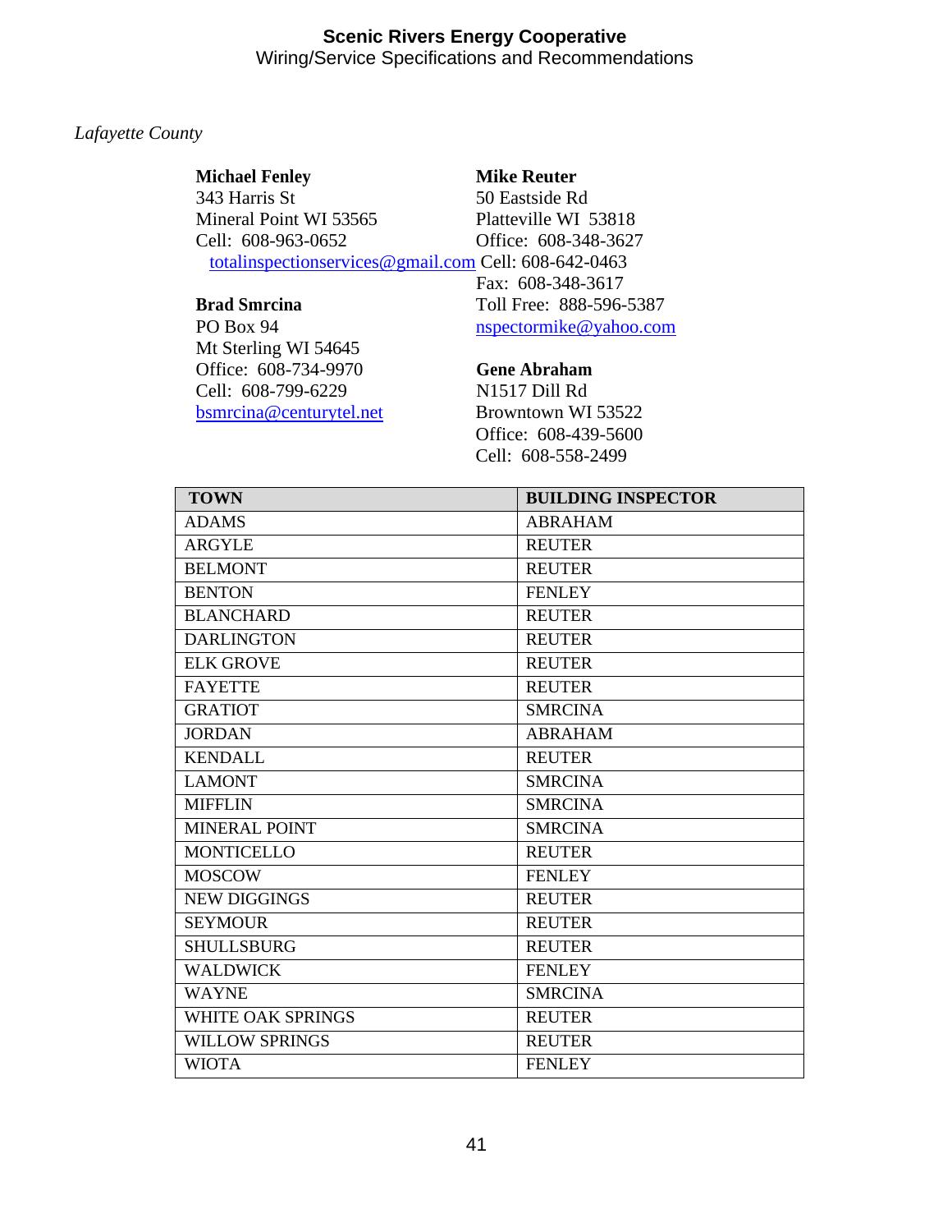*Lafayette County*

**Michael Fenley**
343 Harris St
Mineral Point WI 53565
Cell: 608-963-0652
totalinspectionservices@gmail.com

**Brad Smrcina**
PO Box 94
Mt Sterling WI 54645
Office: 608-734-9970
Cell: 608-799-6229
bsmrcina@centurytel.net

**Mike Reuter**
50 Eastside Rd
Platteville WI 53818
Office: 608-348-3627
Cell: 608-642-0463
Fax: 608-348-3617
Toll Free: 888-596-5387
nspectormike@yahoo.com

**Gene Abraham**
N1517 Dill Rd
Browntown WI 53522
Office: 608-439-5600
Cell: 608-558-2499

| TOWN | BUILDING INSPECTOR |
|---|---|
| ADAMS | ABRAHAM |
| ARGYLE | REUTER |
| BELMONT | REUTER |
| BENTON | FENLEY |
| BLANCHARD | REUTER |
| DARLINGTON | REUTER |
| ELK GROVE | REUTER |
| FAYETTE | REUTER |
| GRATIOT | SMRCINA |
| JORDAN | ABRAHAM |
| KENDALL | REUTER |
| LAMONT | SMRCINA |
| MIFFLIN | SMRCINA |
| MINERAL POINT | SMRCINA |
| MONTICELLO | REUTER |
| MOSCOW | FENLEY |
| NEW DIGGINGS | REUTER |
| SEYMOUR | REUTER |
| SHULLSBURG | REUTER |
| WALDWICK | FENLEY |
| WAYNE | SMRCINA |
| WHITE OAK SPRINGS | REUTER |
| WILLOW SPRINGS | REUTER |
| WIOTA | FENLEY |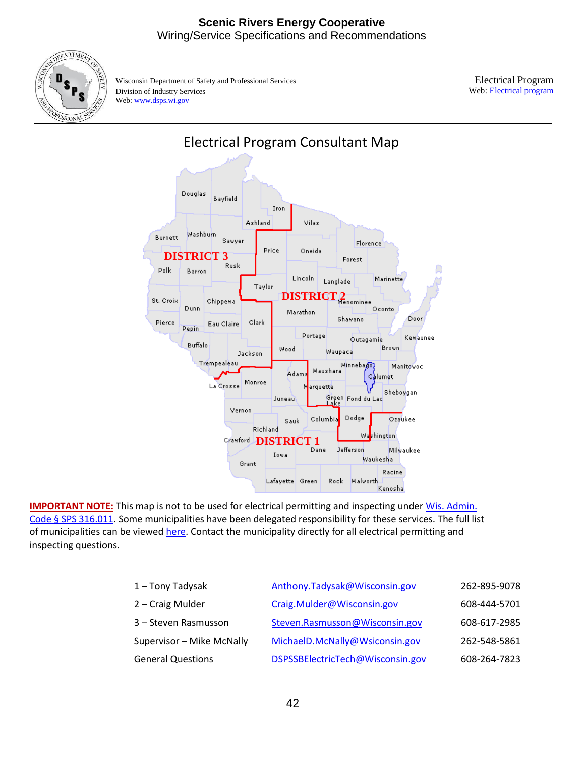Scenic Rivers Energy Cooperative
Wiring/Service Specifications and Recommendations

Wisconsin Department of Safety and Professional Services
Division of Industry Services
Web: [www.dsps.wi.gov](www.dsps.wi.gov)

Electrical Program
Web: [Electrical program]()

## Electrical Program Consultant Map

DISTRICT 3
DISTRICT 2
DISTRICT 1

Douglas, Bayfield, Iron, Ashland, Vilas, Burnett, Washburn, Sawyer, Price, Oneida, Florence, Forest, Polk, Barron, Rusk, Lincoln, Langlade, Marinette, Taylor, St. Croix, Dunn, Chippewa, Menominee, Oconto, Marathon, Door, Pierce, Pepin, Eau Claire, Clark, Shawano, Portage, Kewaunee, Outagamie, Buffalo, Wood, Brown, Jackson, Waupaca, Trempealeau, Winnebago, Manitowoc, Adams, Waushara, Calumet, Monroe, La Crosse, Marquette, Sheboygan, Juneau, Green Lake, Fond du Lac, Vernon, Sauk, Columbia, Dodge, Ozaukee, Richland, Washington, Crawford, Dane, Jefferson, Milwaukee, Iowa, Waukesha, Grant, Racine, Lafayette, Green, Rock, Walworth, Kenosha

**IMPORTANT NOTE:** This map is not to be used for electrical permitting and inspecting under [Wis. Admin. Code § SPS 316.011](). Some municipalities have been delegated responsibility for these services. The full list of municipalities can be viewed [here](). Contact the municipality directly for all electrical permitting and inspecting questions.

| | | |
|---|---|---|
| 1 – Tony Tadysak | Anthony.Tadysak@Wisconsin.gov | 262-895-9078 |
| 2 – Craig Mulder | Craig.Mulder@Wisconsin.gov | 608-444-5701 |
| 3 – Steven Rasmusson | Steven.Rasmusson@Wisconsin.gov | 608-617-2985 |
| Supervisor – Mike McNally | MichaelD.McNally@Wsiconsin.gov | 262-548-5861 |
| General Questions | DSPSSBElectricTech@Wisconsin.gov | 608-264-7823 |